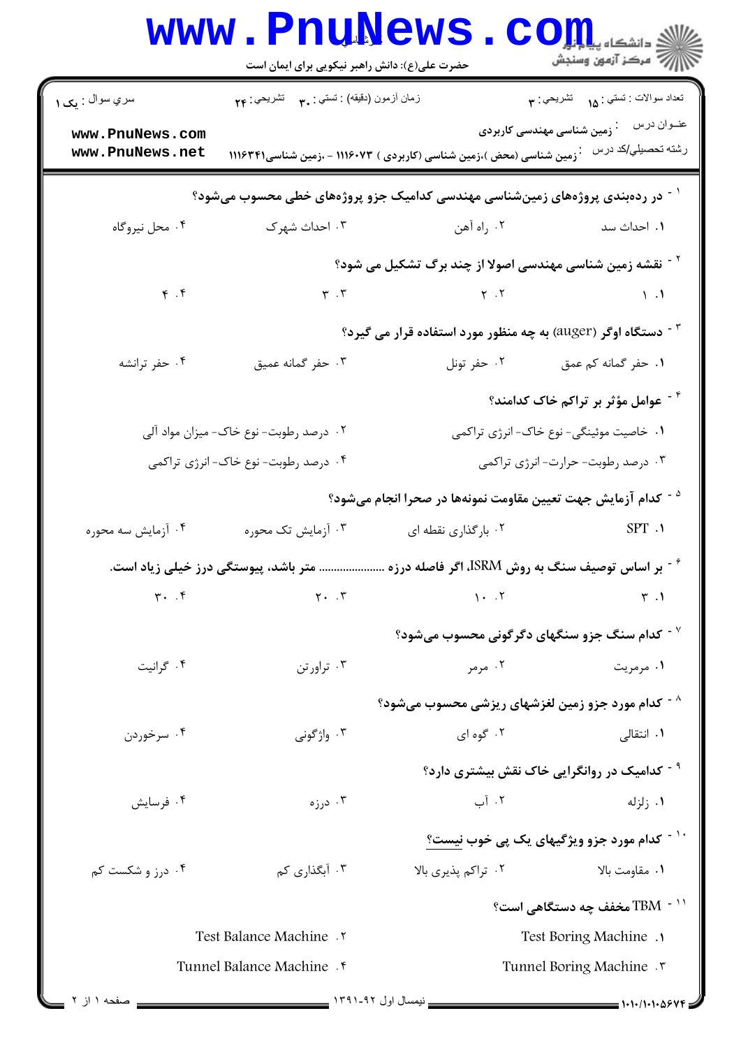حضرت علی(ع): دانش راهبر نیکویی برای ایمان است

| سری سوال : یک ۱ | زمان آزمون (دقیقه) : تستی : ۳۰ تشریحی : ۲۴ | تعداد سوالات : تستی : ۱۵ تشریحی : ۳ |
|---|---|---|

عنوان درس : زمین شناسی مهندسی کاربردی

رشته تحصیلی/کد درس : زمین شناسی (محض )،زمین شناسی (کاربردی ) ۱۱۱۶۰۷۳ - ،زمین شناسی۱۱۱۶۳۴۱

۱- **در رده‌بندی پروژه‌های زمین‌شناسی مهندسی کدامیک جزو پروژه‌های خطی محسوب می‌شود؟**

۱. احداث سد ۲. راه آهن ۳. احداث شهرک ۴. محل نیروگاه

۲- **نقشه زمین شناسی مهندسی اصولا از چند برگ تشکیل می شود؟**

۱. ۱ ۲. ۲ ۳. ۳ ۴. ۴

۳- **دستگاه اوگر (auger) به چه منظور مورد استفاده قرار می گیرد؟**

۱. حفر گمانه کم عمق ۲. حفر تونل ۳. حفر گمانه عمیق ۴. حفر ترانشه

۴- **عوامل مؤثر بر تراکم خاک کدامند؟**

۱. خاصیت موئینگی- نوع خاک- انرژی تراکمی

۲. درصد رطوبت- نوع خاک- میزان مواد آلی

۳. درصد رطوبت- حرارت- انرژی تراکمی

۴. درصد رطوبت- نوع خاک- انرژی تراکمی

۵- **کدام آزمایش جهت تعیین مقاومت نمونه‌ها در صحرا انجام می‌شود؟**

۱. SPT ۲. بارگذاری نقطه ای ۳. آزمایش تک محوره ۴. آزمایش سه محوره

۶- **بر اساس توصیف سنگ به روش ISRM، اگر فاصله درزه .................... متر باشد، پیوستگی درز خیلی زیاد است.**

۱. ۳ ۲. ۱۰ ۳. ۲۰ ۴. ۳۰

۷- **کدام سنگ جزو سنگهای دگرگونی محسوب می‌شود؟**

۱. مرمریت ۲. مرمر ۳. تراورتن ۴. گرانیت

۸- **کدام مورد جزو زمین لغزشهای ریزشی محسوب می‌شود؟**

۱. انتقالی ۲. گوه ای ۳. واژگونی ۴. سرخوردن

۹- **کدامیک در روانگرایی خاک نقش بیشتری دارد؟**

۱. زلزله ۲. آب ۳. درزه ۴. فرسایش

۱۰- **کدام مورد جزو ویژگیهای یک پی خوب نیست؟**

۱. مقاومت بالا ۲. تراکم پذیری بالا ۳. آبگذاری کم ۴. درز و شکست کم

۱۱- **TBM مخفف چه دستگاهی است؟**

۱. Test Boring Machine

۲. Test Balance Machine

۳. Tunnel Boring Machine

۴. Tunnel Balance Machine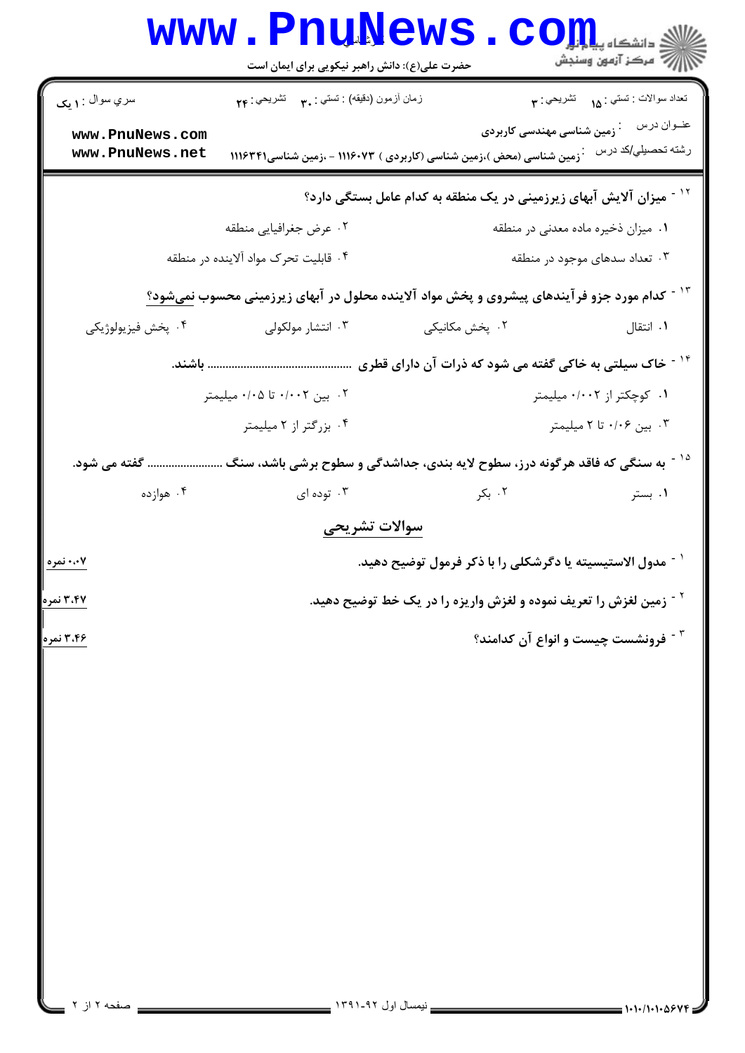۱۲- میزان آلایش آبهای زیرزمینی در یک منطقه به کدام عامل بستگی دارد؟

۱. میزان ذخیره ماده معدنی در منطقه
۲. عرض جغرافیایی منطقه
۳. تعداد سدهای موجود در منطقه
۴. قابلیت تحرک مواد آلاینده در منطقه

۱۳- کدام مورد جزو فرآیندهای پیشروی و پخش مواد آلاینده محلول در آبهای زیرزمینی محسوب نمی‌شود؟

۱. انتقال
۲. پخش مکانیکی
۳. انتشار مولکولی
۴. پخش فیزیولوژیکی

۱۴- خاک سیلتی به خاکی گفته می شود که ذرات آن دارای قطری ............................................... باشند.

۱. کوچکتر از ۰/۰۰۲ میلیمتر
۲. بین ۰/۰۰۲ تا ۰/۰۵ میلیمتر
۳. بین ۰/۰۶ تا ۲ میلیمتر
۴. بزرگتر از ۲ میلیمتر

۱۵- به سنگی که فاقد هرگونه درز، سطوح لایه بندی، جداشدگی و سطوح برشی باشد، سنگ ......................... گفته می شود.

۱. بستر
۲. بکر
۳. توده ای
۴. هوازده

## سوالات تشریحی

۱- مدول الاستیسیته یا دگرشکلی را با ذکر فرمول توضیح دهید. (۰،۰۷ نمره)

۲- زمین لغزش را تعریف نموده و لغزش واریزه را در یک خط توضیح دهید. (۳،۴۷ نمره)

۳- فرونشست چیست و انواع آن کدامند؟ (۳،۴۶ نمره)